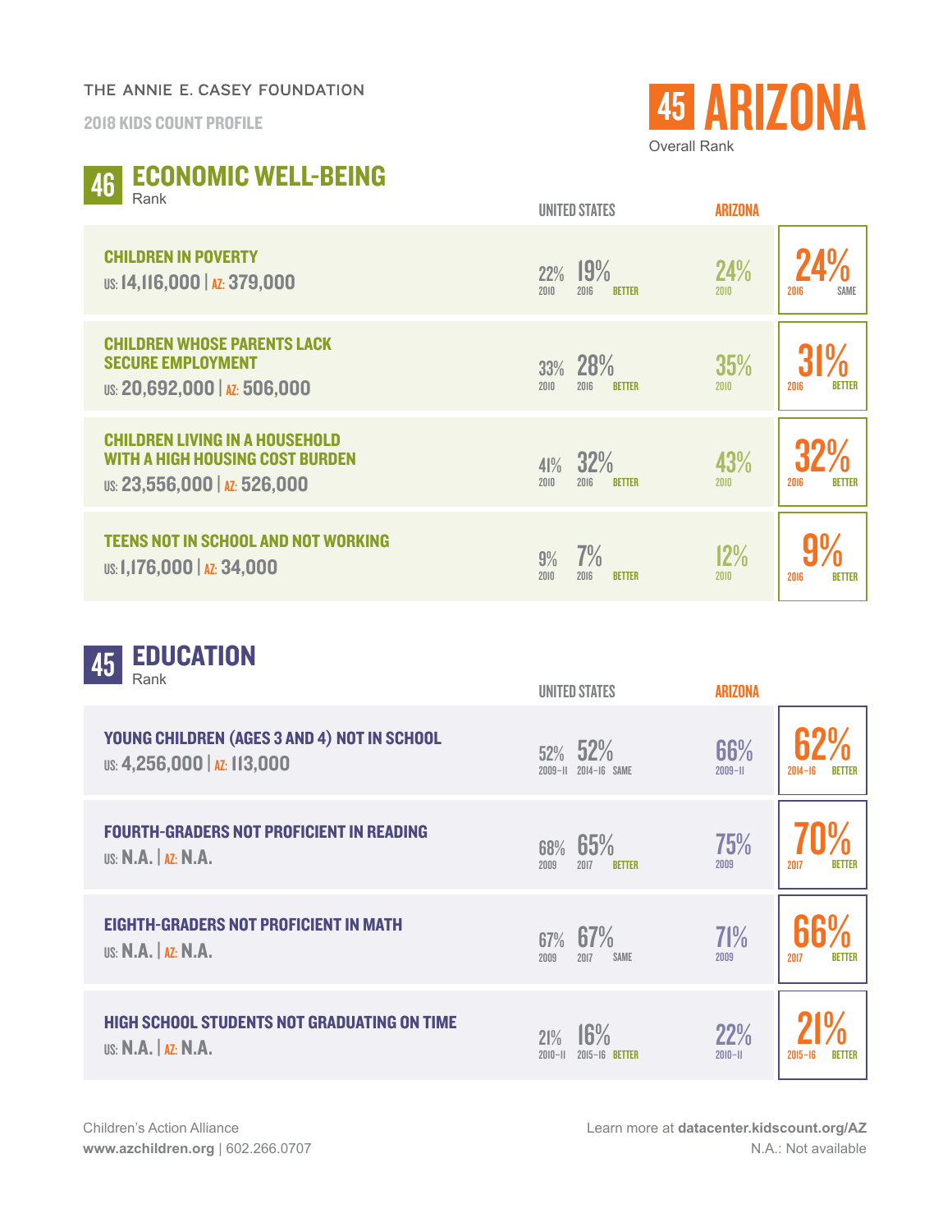THE ANNIE E. CASEY FOUNDATION

2018 KIDS COUNT PROFILE

# 45 ARIZONA

Overall Rank

## 46 ECONOMIC WELL-BEING

Rank

| Indicator | United States | | | Arizona | | |
|---|---|---|---|---|---|---|
| | Earlier | Latest | Trend | Earlier | Latest | Trend |
| **CHILDREN IN POVERTY**<br>US: 14,116,000 \| AZ: 379,000 | 22% (2010) | 19% (2016) | BETTER | 24% (2010) | 24% (2016) | SAME |
| **CHILDREN WHOSE PARENTS LACK SECURE EMPLOYMENT**<br>US: 20,692,000 \| AZ: 506,000 | 33% (2010) | 28% (2016) | BETTER | 35% (2010) | 31% (2016) | BETTER |
| **CHILDREN LIVING IN A HOUSEHOLD WITH A HIGH HOUSING COST BURDEN**<br>US: 23,556,000 \| AZ: 526,000 | 41% (2010) | 32% (2016) | BETTER | 43% (2010) | 32% (2016) | BETTER |
| **TEENS NOT IN SCHOOL AND NOT WORKING**<br>US: 1,176,000 \| AZ: 34,000 | 9% (2010) | 7% (2016) | BETTER | 12% (2010) | 9% (2016) | BETTER |

## 45 EDUCATION

Rank

| Indicator | United States | | | Arizona | | |
|---|---|---|---|---|---|---|
| | Earlier | Latest | Trend | Earlier | Latest | Trend |
| **YOUNG CHILDREN (AGES 3 AND 4) NOT IN SCHOOL**<br>US: 4,256,000 \| AZ: 113,000 | 52% (2009–11) | 52% (2014–16) | SAME | 66% (2009–11) | 62% (2014–16) | BETTER |
| **FOURTH-GRADERS NOT PROFICIENT IN READING**<br>US: N.A. \| AZ: N.A. | 68% (2009) | 65% (2017) | BETTER | 75% (2009) | 70% (2017) | BETTER |
| **EIGHTH-GRADERS NOT PROFICIENT IN MATH**<br>US: N.A. \| AZ: N.A. | 67% (2009) | 67% (2017) | SAME | 71% (2009) | 66% (2017) | BETTER |
| **HIGH SCHOOL STUDENTS NOT GRADUATING ON TIME**<br>US: N.A. \| AZ: N.A. | 21% (2010–11) | 16% (2015–16) | BETTER | 22% (2010–11) | 21% (2015–16) | BETTER |

Children's Action Alliance
**www.azchildren.org** | 602.266.0707

Learn more at **datacenter.kidscount.org/AZ**
N.A.: Not available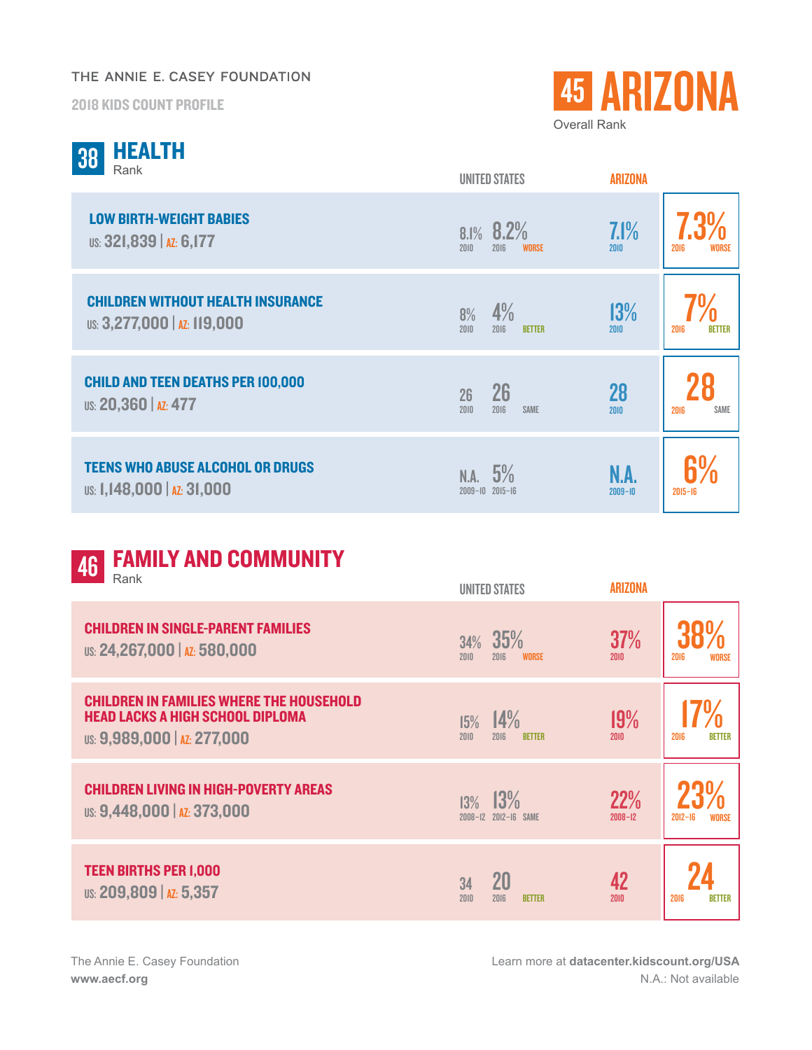THE ANNIE E. CASEY FOUNDATION

2018 KIDS COUNT PROFILE

# 45 ARIZONA

Overall Rank

## 38 HEALTH

Rank

| | UNITED STATES | | | ARIZONA | | |
|---|---|---|---|---|---|---|
| **LOW BIRTH-WEIGHT BABIES**<br>US: 321,839 \| AZ: 6,177 | 8.1% (2010) | 8.2% (2016) | WORSE | 7.1% (2010) | 7.3% (2016) | WORSE |
| **CHILDREN WITHOUT HEALTH INSURANCE**<br>US: 3,277,000 \| AZ: 119,000 | 8% (2010) | 4% (2016) | BETTER | 13% (2010) | 7% (2016) | BETTER |
| **CHILD AND TEEN DEATHS PER 100,000**<br>US: 20,360 \| AZ: 477 | 26 (2010) | 26 (2016) | SAME | 28 (2010) | 28 (2016) | SAME |
| **TEENS WHO ABUSE ALCOHOL OR DRUGS**<br>US: 1,148,000 \| AZ: 31,000 | N.A. (2009–10) | 5% (2015–16) | | N.A. (2009–10) | 6% (2015–16) | |

## 46 FAMILY AND COMMUNITY

Rank

| | UNITED STATES | | | ARIZONA | | |
|---|---|---|---|---|---|---|
| **CHILDREN IN SINGLE-PARENT FAMILIES**<br>US: 24,267,000 \| AZ: 580,000 | 34% (2010) | 35% (2016) | WORSE | 37% (2010) | 38% (2016) | WORSE |
| **CHILDREN IN FAMILIES WHERE THE HOUSEHOLD HEAD LACKS A HIGH SCHOOL DIPLOMA**<br>US: 9,989,000 \| AZ: 277,000 | 15% (2010) | 14% (2016) | BETTER | 19% (2010) | 17% (2016) | BETTER |
| **CHILDREN LIVING IN HIGH-POVERTY AREAS**<br>US: 9,448,000 \| AZ: 373,000 | 13% (2008–12) | 13% (2012–16) | SAME | 22% (2008–12) | 23% (2012–16) | WORSE |
| **TEEN BIRTHS PER 1,000**<br>US: 209,809 \| AZ: 5,357 | 34 (2010) | 20 (2016) | BETTER | 42 (2010) | 24 (2016) | BETTER |

The Annie E. Casey Foundation
**www.aecf.org**

Learn more at **datacenter.kidscount.org/USA**
N.A.: Not available